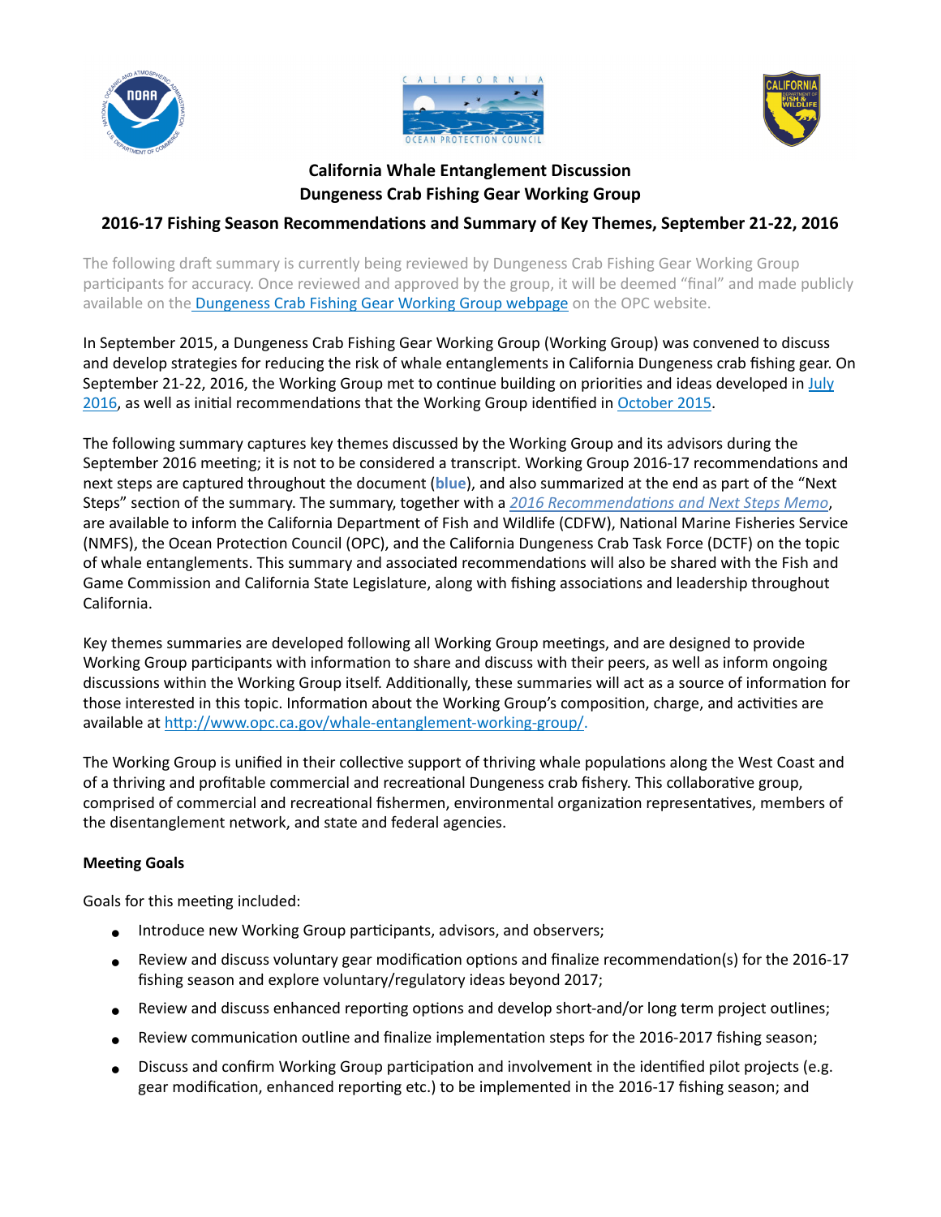# California Whale Entanglement Discussion
# Dungeness Crab Fishing Gear Working Group

## 2016-17 Fishing Season Recommendations and Summary of Key Themes, September 21-22, 2016

The following draft summary is currently being reviewed by Dungeness Crab Fishing Gear Working Group participants for accuracy. Once reviewed and approved by the group, it will be deemed "final" and made publicly available on the Dungeness Crab Fishing Gear Working Group webpage on the OPC website.

In September 2015, a Dungeness Crab Fishing Gear Working Group (Working Group) was convened to discuss and develop strategies for reducing the risk of whale entanglements in California Dungeness crab fishing gear. On September 21-22, 2016, the Working Group met to continue building on priorities and ideas developed in July 2016, as well as initial recommendations that the Working Group identified in October 2015.

The following summary captures key themes discussed by the Working Group and its advisors during the September 2016 meeting; it is not to be considered a transcript. Working Group 2016-17 recommendations and next steps are captured throughout the document (**blue**), and also summarized at the end as part of the "Next Steps" section of the summary. The summary, together with a *2016 Recommendations and Next Steps Memo*, are available to inform the California Department of Fish and Wildlife (CDFW), National Marine Fisheries Service (NMFS), the Ocean Protection Council (OPC), and the California Dungeness Crab Task Force (DCTF) on the topic of whale entanglements. This summary and associated recommendations will also be shared with the Fish and Game Commission and California State Legislature, along with fishing associations and leadership throughout California.

Key themes summaries are developed following all Working Group meetings, and are designed to provide Working Group participants with information to share and discuss with their peers, as well as inform ongoing discussions within the Working Group itself. Additionally, these summaries will act as a source of information for those interested in this topic. Information about the Working Group's composition, charge, and activities are available at http://www.opc.ca.gov/whale-entanglement-working-group/.

The Working Group is unified in their collective support of thriving whale populations along the West Coast and of a thriving and profitable commercial and recreational Dungeness crab fishery. This collaborative group, comprised of commercial and recreational fishermen, environmental organization representatives, members of the disentanglement network, and state and federal agencies.

**Meeting Goals**

Goals for this meeting included:

- Introduce new Working Group participants, advisors, and observers;
- Review and discuss voluntary gear modification options and finalize recommendation(s) for the 2016-17 fishing season and explore voluntary/regulatory ideas beyond 2017;
- Review and discuss enhanced reporting options and develop short-and/or long term project outlines;
- Review communication outline and finalize implementation steps for the 2016-2017 fishing season;
- Discuss and confirm Working Group participation and involvement in the identified pilot projects (e.g. gear modification, enhanced reporting etc.) to be implemented in the 2016-17 fishing season; and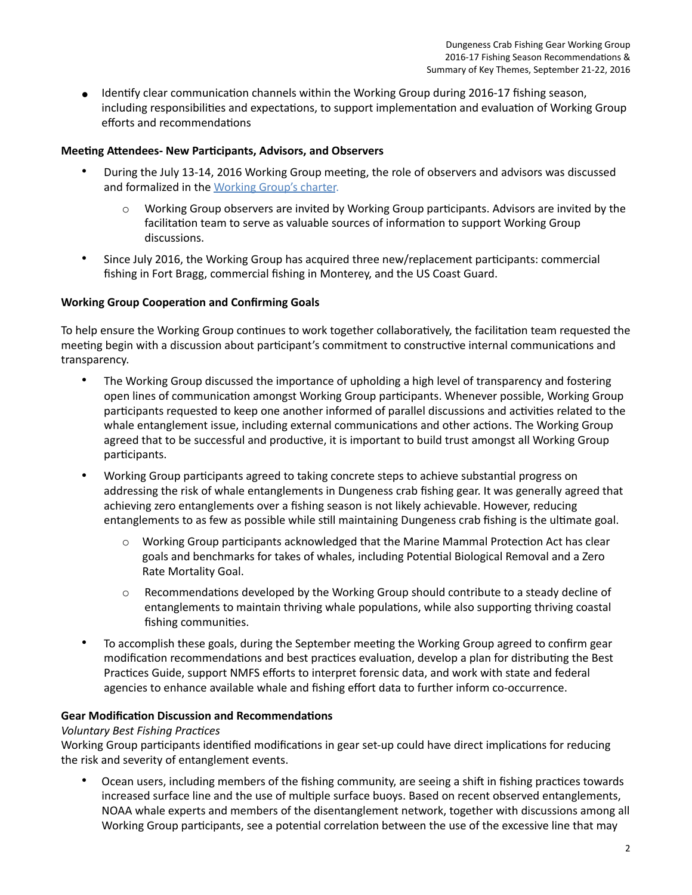- Identify clear communication channels within the Working Group during 2016-17 fishing season, including responsibilities and expectations, to support implementation and evaluation of Working Group efforts and recommendations

**Meeting Attendees- New Participants, Advisors, and Observers**

- During the July 13-14, 2016 Working Group meeting, the role of observers and advisors was discussed and formalized in the Working Group's charter.
  - Working Group observers are invited by Working Group participants. Advisors are invited by the facilitation team to serve as valuable sources of information to support Working Group discussions.
- Since July 2016, the Working Group has acquired three new/replacement participants: commercial fishing in Fort Bragg, commercial fishing in Monterey, and the US Coast Guard.

**Working Group Cooperation and Confirming Goals**

To help ensure the Working Group continues to work together collaboratively, the facilitation team requested the meeting begin with a discussion about participant's commitment to constructive internal communications and transparency.

- The Working Group discussed the importance of upholding a high level of transparency and fostering open lines of communication amongst Working Group participants. Whenever possible, Working Group participants requested to keep one another informed of parallel discussions and activities related to the whale entanglement issue, including external communications and other actions. The Working Group agreed that to be successful and productive, it is important to build trust amongst all Working Group participants.
- Working Group participants agreed to taking concrete steps to achieve substantial progress on addressing the risk of whale entanglements in Dungeness crab fishing gear. It was generally agreed that achieving zero entanglements over a fishing season is not likely achievable. However, reducing entanglements to as few as possible while still maintaining Dungeness crab fishing is the ultimate goal.
  - Working Group participants acknowledged that the Marine Mammal Protection Act has clear goals and benchmarks for takes of whales, including Potential Biological Removal and a Zero Rate Mortality Goal.
  - Recommendations developed by the Working Group should contribute to a steady decline of entanglements to maintain thriving whale populations, while also supporting thriving coastal fishing communities.
- To accomplish these goals, during the September meeting the Working Group agreed to confirm gear modification recommendations and best practices evaluation, develop a plan for distributing the Best Practices Guide, support NMFS efforts to interpret forensic data, and work with state and federal agencies to enhance available whale and fishing effort data to further inform co-occurrence.

**Gear Modification Discussion and Recommendations**

*Voluntary Best Fishing Practices*

Working Group participants identified modifications in gear set-up could have direct implications for reducing the risk and severity of entanglement events.

- Ocean users, including members of the fishing community, are seeing a shift in fishing practices towards increased surface line and the use of multiple surface buoys. Based on recent observed entanglements, NOAA whale experts and members of the disentanglement network, together with discussions among all Working Group participants, see a potential correlation between the use of the excessive line that may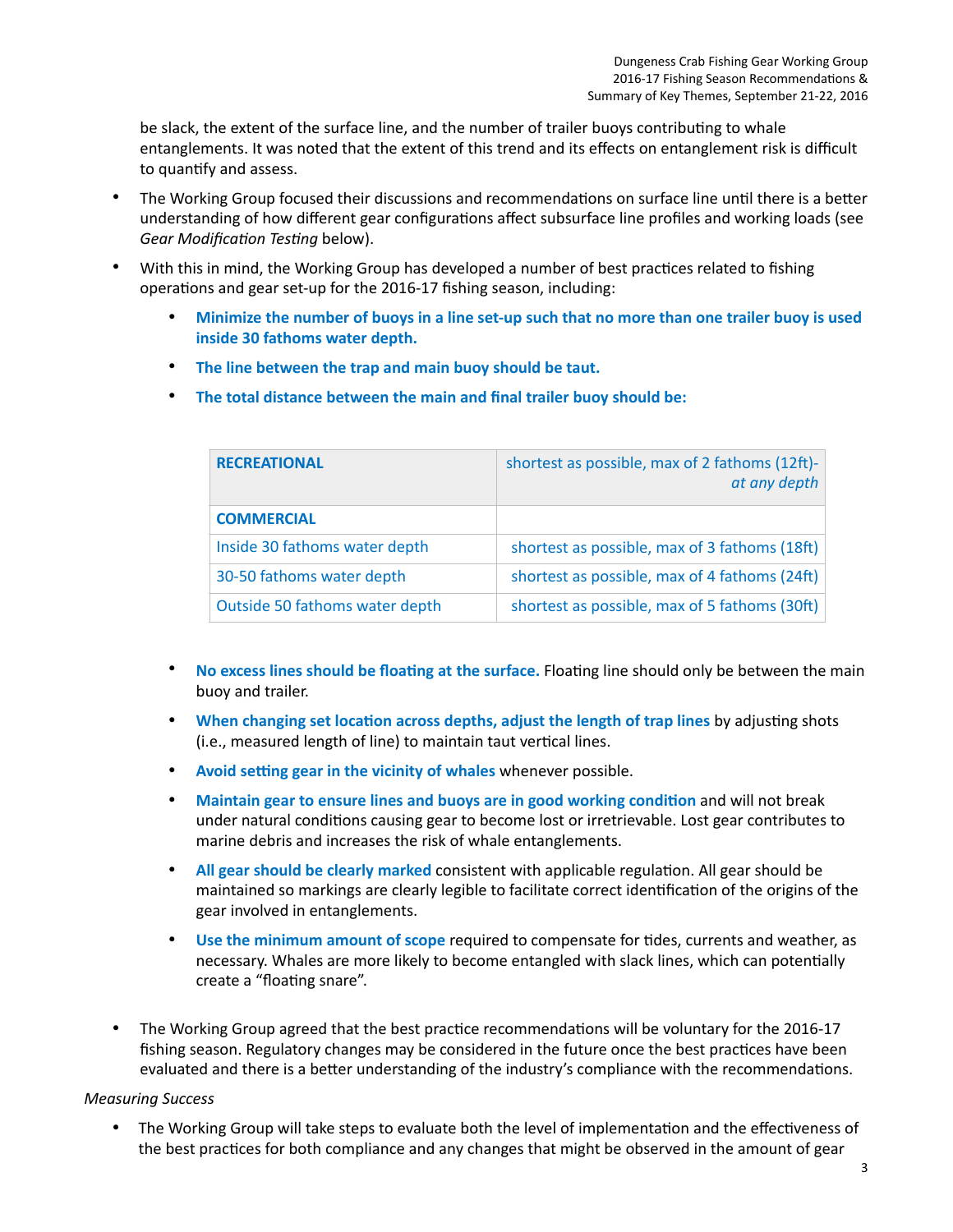be slack, the extent of the surface line, and the number of trailer buoys contributing to whale entanglements. It was noted that the extent of this trend and its effects on entanglement risk is difficult to quantify and assess.

- The Working Group focused their discussions and recommendations on surface line until there is a better understanding of how different gear configurations affect subsurface line profiles and working loads (see *Gear Modification Testing* below).
- With this in mind, the Working Group has developed a number of best practices related to fishing operations and gear set-up for the 2016-17 fishing season, including:
  - **Minimize the number of buoys in a line set-up such that no more than one trailer buoy is used inside 30 fathoms water depth.**
  - **The line between the trap and main buoy should be taut.**
  - **The total distance between the main and final trailer buoy should be:**

| **RECREATIONAL** | shortest as possible, max of 2 fathoms (12ft)- *at any depth* |
|---|---|
| **COMMERCIAL** | |
| Inside 30 fathoms water depth | shortest as possible, max of 3 fathoms (18ft) |
| 30-50 fathoms water depth | shortest as possible, max of 4 fathoms (24ft) |
| Outside 50 fathoms water depth | shortest as possible, max of 5 fathoms (30ft) |

  - **No excess lines should be floating at the surface.** Floating line should only be between the main buoy and trailer.
  - **When changing set location across depths, adjust the length of trap lines** by adjusting shots (i.e., measured length of line) to maintain taut vertical lines.
  - **Avoid setting gear in the vicinity of whales** whenever possible.
  - **Maintain gear to ensure lines and buoys are in good working condition** and will not break under natural conditions causing gear to become lost or irretrievable. Lost gear contributes to marine debris and increases the risk of whale entanglements.
  - **All gear should be clearly marked** consistent with applicable regulation. All gear should be maintained so markings are clearly legible to facilitate correct identification of the origins of the gear involved in entanglements.
  - **Use the minimum amount of scope** required to compensate for tides, currents and weather, as necessary. Whales are more likely to become entangled with slack lines, which can potentially create a "floating snare".
- The Working Group agreed that the best practice recommendations will be voluntary for the 2016-17 fishing season. Regulatory changes may be considered in the future once the best practices have been evaluated and there is a better understanding of the industry's compliance with the recommendations.

*Measuring Success*

- The Working Group will take steps to evaluate both the level of implementation and the effectiveness of the best practices for both compliance and any changes that might be observed in the amount of gear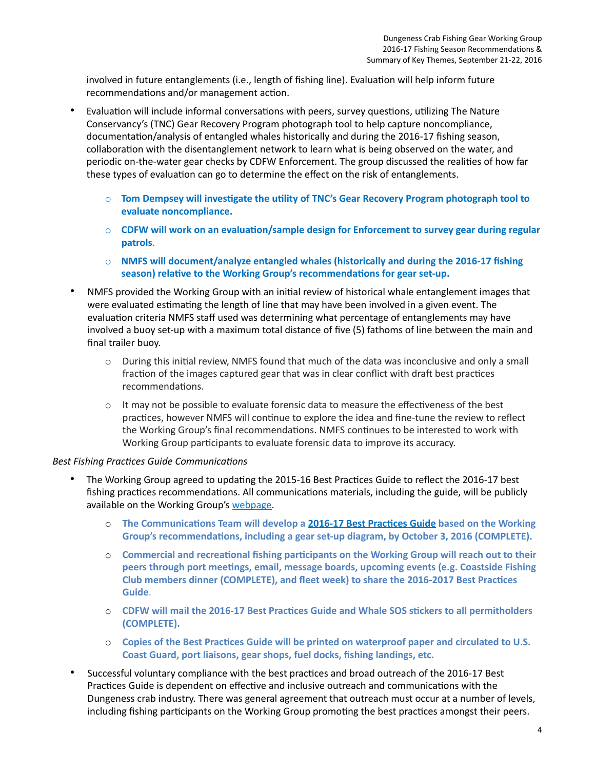involved in future entanglements (i.e., length of fishing line). Evaluation will help inform future recommendations and/or management action.

- Evaluation will include informal conversations with peers, survey questions, utilizing The Nature Conservancy's (TNC) Gear Recovery Program photograph tool to help capture noncompliance, documentation/analysis of entangled whales historically and during the 2016-17 fishing season, collaboration with the disentanglement network to learn what is being observed on the water, and periodic on-the-water gear checks by CDFW Enforcement. The group discussed the realities of how far these types of evaluation can go to determine the effect on the risk of entanglements.
    - **Tom Dempsey will investigate the utility of TNC's Gear Recovery Program photograph tool to evaluate noncompliance.**
    - **CDFW will work on an evaluation/sample design for Enforcement to survey gear during regular patrols.**
    - **NMFS will document/analyze entangled whales (historically and during the 2016-17 fishing season) relative to the Working Group's recommendations for gear set-up.**
- NMFS provided the Working Group with an initial review of historical whale entanglement images that were evaluated estimating the length of line that may have been involved in a given event. The evaluation criteria NMFS staff used was determining what percentage of entanglements may have involved a buoy set-up with a maximum total distance of five (5) fathoms of line between the main and final trailer buoy.
    - During this initial review, NMFS found that much of the data was inconclusive and only a small fraction of the images captured gear that was in clear conflict with draft best practices recommendations.
    - It may not be possible to evaluate forensic data to measure the effectiveness of the best practices, however NMFS will continue to explore the idea and fine-tune the review to reflect the Working Group's final recommendations. NMFS continues to be interested to work with Working Group participants to evaluate forensic data to improve its accuracy.

*Best Fishing Practices Guide Communications*

- The Working Group agreed to updating the 2015-16 Best Practices Guide to reflect the 2016-17 best fishing practices recommendations. All communications materials, including the guide, will be publicly available on the Working Group's webpage.
    - **The Communications Team will develop a 2016-17 Best Practices Guide based on the Working Group's recommendations, including a gear set-up diagram, by October 3, 2016 (COMPLETE).**
    - **Commercial and recreational fishing participants on the Working Group will reach out to their peers through port meetings, email, message boards, upcoming events (e.g. Coastside Fishing Club members dinner (COMPLETE), and fleet week) to share the 2016-2017 Best Practices Guide.**
    - **CDFW will mail the 2016-17 Best Practices Guide and Whale SOS stickers to all permitholders (COMPLETE).**
    - **Copies of the Best Practices Guide will be printed on waterproof paper and circulated to U.S. Coast Guard, port liaisons, gear shops, fuel docks, fishing landings, etc.**
- Successful voluntary compliance with the best practices and broad outreach of the 2016-17 Best Practices Guide is dependent on effective and inclusive outreach and communications with the Dungeness crab industry. There was general agreement that outreach must occur at a number of levels, including fishing participants on the Working Group promoting the best practices amongst their peers.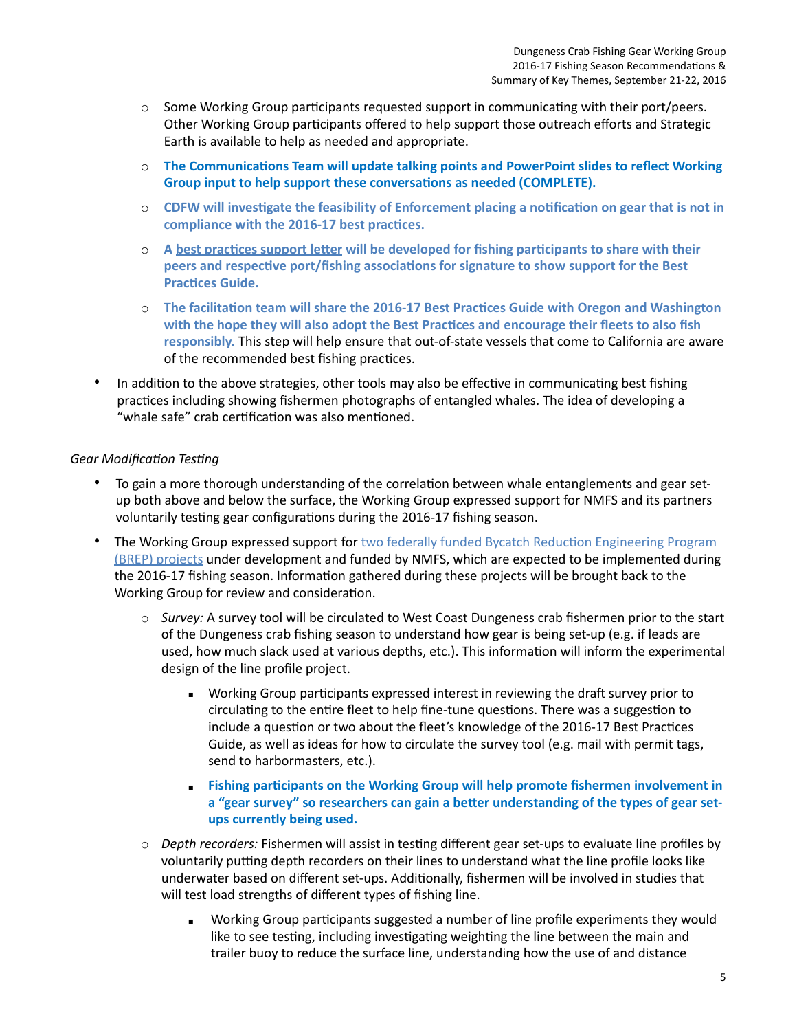- Some Working Group participants requested support in communicating with their port/peers. Other Working Group participants offered to help support those outreach efforts and Strategic Earth is available to help as needed and appropriate.
- **The Communications Team will update talking points and PowerPoint slides to reflect Working Group input to help support these conversations as needed (COMPLETE).**
- **CDFW will investigate the feasibility of Enforcement placing a notification on gear that is not in compliance with the 2016-17 best practices.**
- **A best practices support letter will be developed for fishing participants to share with their peers and respective port/fishing associations for signature to show support for the Best Practices Guide.**
- **The facilitation team will share the 2016-17 Best Practices Guide with Oregon and Washington with the hope they will also adopt the Best Practices and encourage their fleets to also fish responsibly.** This step will help ensure that out-of-state vessels that come to California are aware of the recommended best fishing practices.

- In addition to the above strategies, other tools may also be effective in communicating best fishing practices including showing fishermen photographs of entangled whales. The idea of developing a "whale safe" crab certification was also mentioned.

*Gear Modification Testing*

- To gain a more thorough understanding of the correlation between whale entanglements and gear set-up both above and below the surface, the Working Group expressed support for NMFS and its partners voluntarily testing gear configurations during the 2016-17 fishing season.
- The Working Group expressed support for two federally funded Bycatch Reduction Engineering Program (BREP) projects under development and funded by NMFS, which are expected to be implemented during the 2016-17 fishing season. Information gathered during these projects will be brought back to the Working Group for review and consideration.
  - *Survey:* A survey tool will be circulated to West Coast Dungeness crab fishermen prior to the start of the Dungeness crab fishing season to understand how gear is being set-up (e.g. if leads are used, how much slack used at various depths, etc.). This information will inform the experimental design of the line profile project.
    - Working Group participants expressed interest in reviewing the draft survey prior to circulating to the entire fleet to help fine-tune questions. There was a suggestion to include a question or two about the fleet's knowledge of the 2016-17 Best Practices Guide, as well as ideas for how to circulate the survey tool (e.g. mail with permit tags, send to harbormasters, etc.).
    - **Fishing participants on the Working Group will help promote fishermen involvement in a "gear survey" so researchers can gain a better understanding of the types of gear set-ups currently being used.**
  - *Depth recorders:* Fishermen will assist in testing different gear set-ups to evaluate line profiles by voluntarily putting depth recorders on their lines to understand what the line profile looks like underwater based on different set-ups. Additionally, fishermen will be involved in studies that will test load strengths of different types of fishing line.
    - Working Group participants suggested a number of line profile experiments they would like to see testing, including investigating weighting the line between the main and trailer buoy to reduce the surface line, understanding how the use of and distance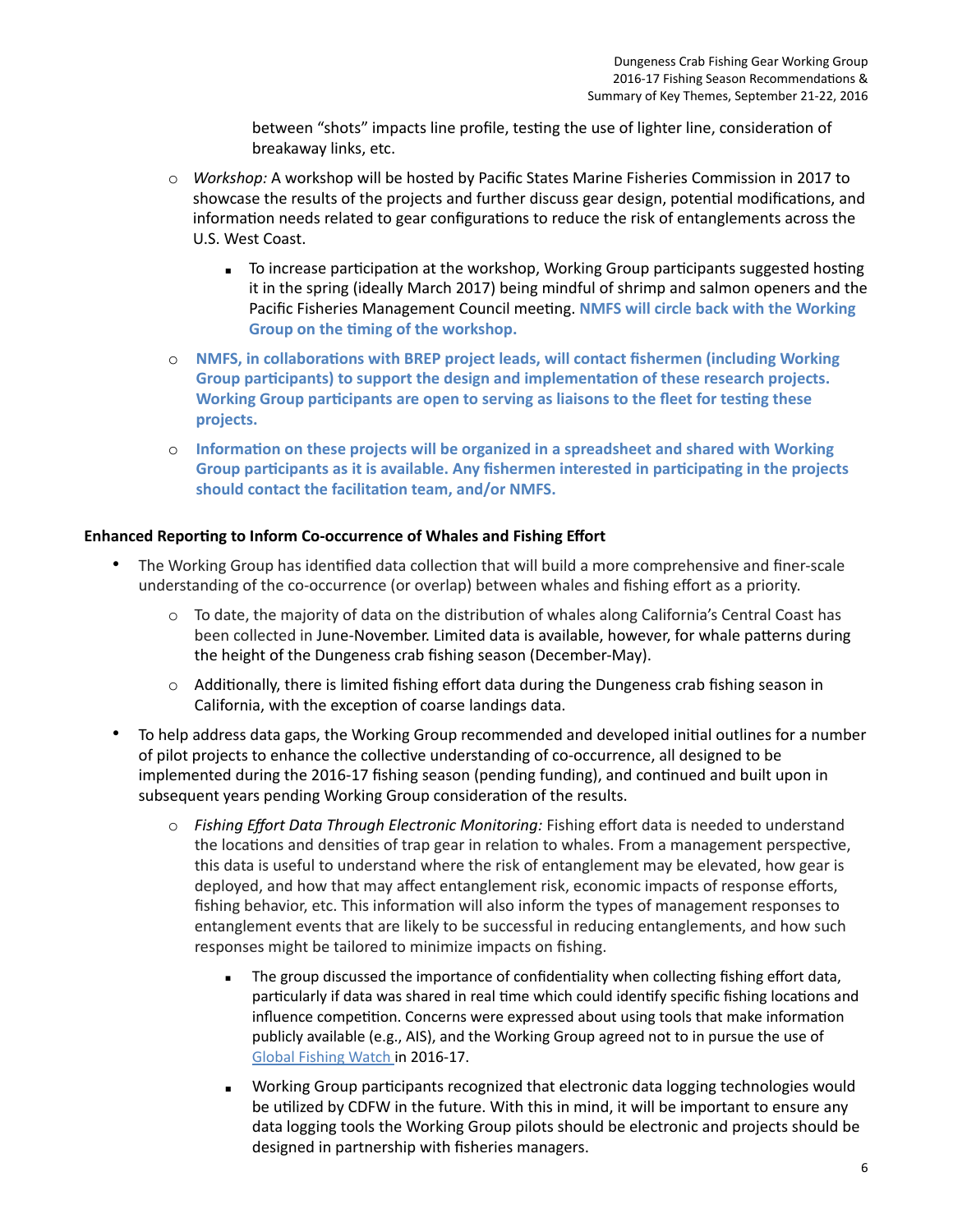between "shots" impacts line profile, testing the use of lighter line, consideration of breakaway links, etc.

- *Workshop:* A workshop will be hosted by Pacific States Marine Fisheries Commission in 2017 to showcase the results of the projects and further discuss gear design, potential modifications, and information needs related to gear configurations to reduce the risk of entanglements across the U.S. West Coast.
  - To increase participation at the workshop, Working Group participants suggested hosting it in the spring (ideally March 2017) being mindful of shrimp and salmon openers and the Pacific Fisheries Management Council meeting. **NMFS will circle back with the Working Group on the timing of the workshop.**
- **NMFS, in collaborations with BREP project leads, will contact fishermen (including Working Group participants) to support the design and implementation of these research projects. Working Group participants are open to serving as liaisons to the fleet for testing these projects.**
- **Information on these projects will be organized in a spreadsheet and shared with Working Group participants as it is available. Any fishermen interested in participating in the projects should contact the facilitation team, and/or NMFS.**

**Enhanced Reporting to Inform Co-occurrence of Whales and Fishing Effort**

- The Working Group has identified data collection that will build a more comprehensive and finer-scale understanding of the co-occurrence (or overlap) between whales and fishing effort as a priority.
  - To date, the majority of data on the distribution of whales along California's Central Coast has been collected in June-November. Limited data is available, however, for whale patterns during the height of the Dungeness crab fishing season (December-May).
  - Additionally, there is limited fishing effort data during the Dungeness crab fishing season in California, with the exception of coarse landings data.
- To help address data gaps, the Working Group recommended and developed initial outlines for a number of pilot projects to enhance the collective understanding of co-occurrence, all designed to be implemented during the 2016-17 fishing season (pending funding), and continued and built upon in subsequent years pending Working Group consideration of the results.
  - *Fishing Effort Data Through Electronic Monitoring:* Fishing effort data is needed to understand the locations and densities of trap gear in relation to whales. From a management perspective, this data is useful to understand where the risk of entanglement may be elevated, how gear is deployed, and how that may affect entanglement risk, economic impacts of response efforts, fishing behavior, etc. This information will also inform the types of management responses to entanglement events that are likely to be successful in reducing entanglements, and how such responses might be tailored to minimize impacts on fishing.
    - The group discussed the importance of confidentiality when collecting fishing effort data, particularly if data was shared in real time which could identify specific fishing locations and influence competition. Concerns were expressed about using tools that make information publicly available (e.g., AIS), and the Working Group agreed not to in pursue the use of Global Fishing Watch in 2016-17.
    - Working Group participants recognized that electronic data logging technologies would be utilized by CDFW in the future. With this in mind, it will be important to ensure any data logging tools the Working Group pilots should be electronic and projects should be designed in partnership with fisheries managers.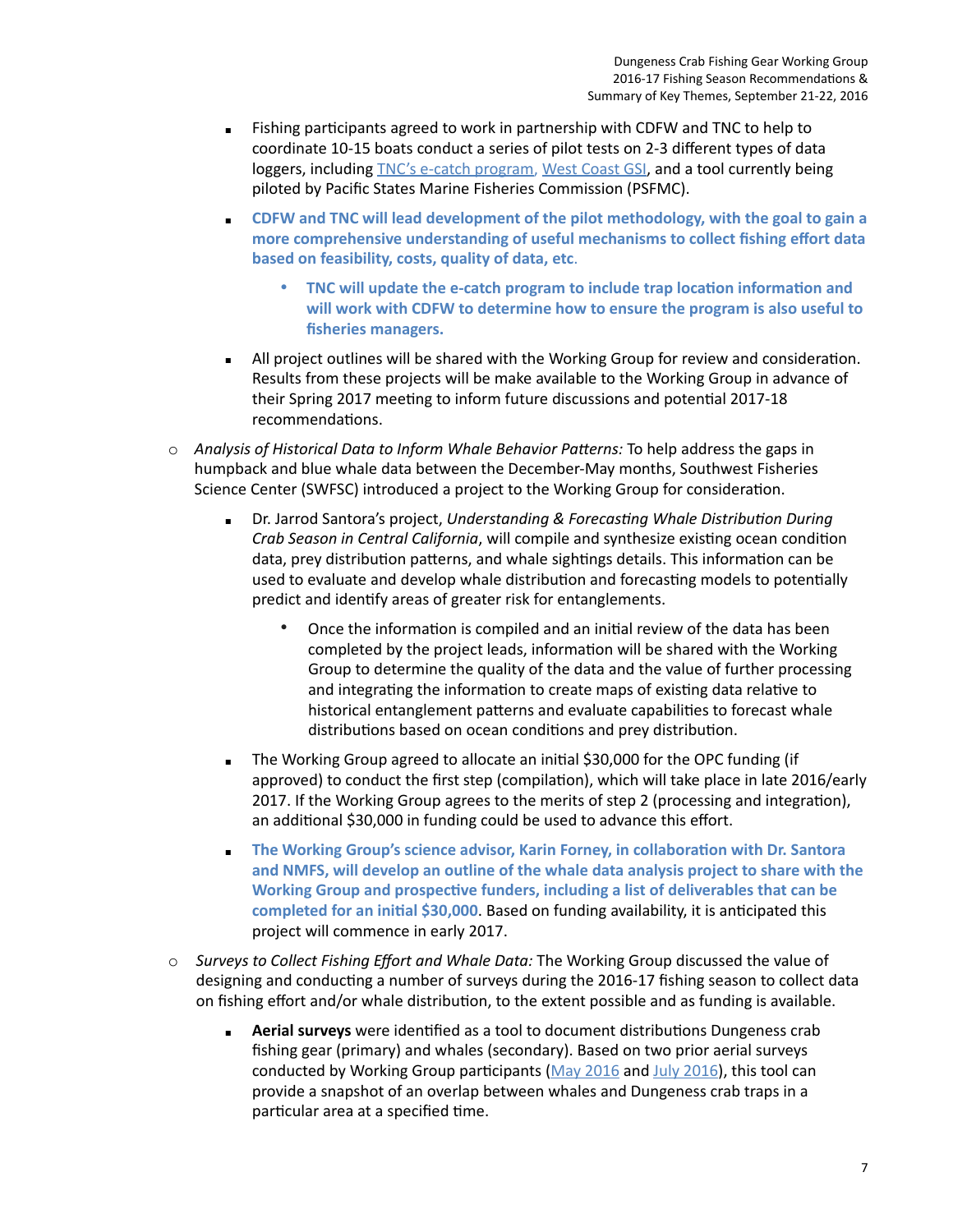- Fishing participants agreed to work in partnership with CDFW and TNC to help to coordinate 10-15 boats conduct a series of pilot tests on 2-3 different types of data loggers, including TNC's e-catch program, West Coast GSI, and a tool currently being piloted by Pacific States Marine Fisheries Commission (PSFMC).
- **CDFW and TNC will lead development of the pilot methodology, with the goal to gain a more comprehensive understanding of useful mechanisms to collect fishing effort data based on feasibility, costs, quality of data, etc**.
  - **TNC will update the e-catch program to include trap location information and will work with CDFW to determine how to ensure the program is also useful to fisheries managers.**
- All project outlines will be shared with the Working Group for review and consideration. Results from these projects will be make available to the Working Group in advance of their Spring 2017 meeting to inform future discussions and potential 2017-18 recommendations.

- *Analysis of Historical Data to Inform Whale Behavior Patterns:* To help address the gaps in humpback and blue whale data between the December-May months, Southwest Fisheries Science Center (SWFSC) introduced a project to the Working Group for consideration.
  - Dr. Jarrod Santora's project, *Understanding & Forecasting Whale Distribution During Crab Season in Central California*, will compile and synthesize existing ocean condition data, prey distribution patterns, and whale sightings details. This information can be used to evaluate and develop whale distribution and forecasting models to potentially predict and identify areas of greater risk for entanglements.
    - Once the information is compiled and an initial review of the data has been completed by the project leads, information will be shared with the Working Group to determine the quality of the data and the value of further processing and integrating the information to create maps of existing data relative to historical entanglement patterns and evaluate capabilities to forecast whale distributions based on ocean conditions and prey distribution.
  - The Working Group agreed to allocate an initial $30,000 for the OPC funding (if approved) to conduct the first step (compilation), which will take place in late 2016/early 2017. If the Working Group agrees to the merits of step 2 (processing and integration), an additional $30,000 in funding could be used to advance this effort.
  - **The Working Group's science advisor, Karin Forney, in collaboration with Dr. Santora and NMFS, will develop an outline of the whale data analysis project to share with the Working Group and prospective funders, including a list of deliverables that can be completed for an initial $30,000**. Based on funding availability, it is anticipated this project will commence in early 2017.

- *Surveys to Collect Fishing Effort and Whale Data:* The Working Group discussed the value of designing and conducting a number of surveys during the 2016-17 fishing season to collect data on fishing effort and/or whale distribution, to the extent possible and as funding is available.
  - **Aerial surveys** were identified as a tool to document distributions Dungeness crab fishing gear (primary) and whales (secondary). Based on two prior aerial surveys conducted by Working Group participants (May 2016 and July 2016), this tool can provide a snapshot of an overlap between whales and Dungeness crab traps in a particular area at a specified time.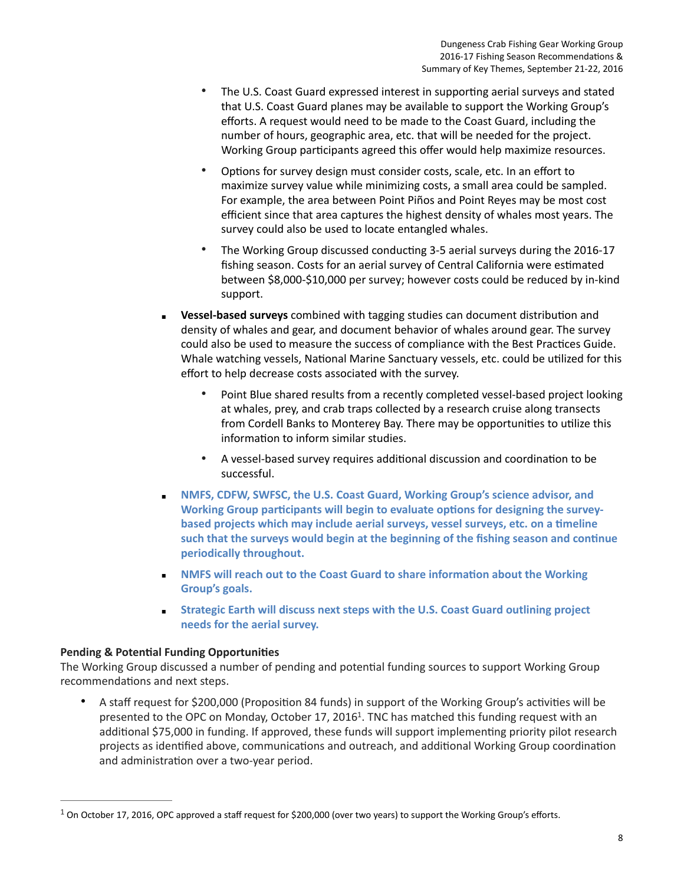- The U.S. Coast Guard expressed interest in supporting aerial surveys and stated that U.S. Coast Guard planes may be available to support the Working Group's efforts. A request would need to be made to the Coast Guard, including the number of hours, geographic area, etc. that will be needed for the project. Working Group participants agreed this offer would help maximize resources.
    - Options for survey design must consider costs, scale, etc. In an effort to maximize survey value while minimizing costs, a small area could be sampled. For example, the area between Point Piños and Point Reyes may be most cost efficient since that area captures the highest density of whales most years. The survey could also be used to locate entangled whales.
    - The Working Group discussed conducting 3-5 aerial surveys during the 2016-17 fishing season. Costs for an aerial survey of Central California were estimated between $8,000-$10,000 per survey; however costs could be reduced by in-kind support.
- **Vessel-based surveys** combined with tagging studies can document distribution and density of whales and gear, and document behavior of whales around gear. The survey could also be used to measure the success of compliance with the Best Practices Guide. Whale watching vessels, National Marine Sanctuary vessels, etc. could be utilized for this effort to help decrease costs associated with the survey.
    - Point Blue shared results from a recently completed vessel-based project looking at whales, prey, and crab traps collected by a research cruise along transects from Cordell Banks to Monterey Bay. There may be opportunities to utilize this information to inform similar studies.
    - A vessel-based survey requires additional discussion and coordination to be successful.
- **NMFS, CDFW, SWFSC, the U.S. Coast Guard, Working Group's science advisor, and Working Group participants will begin to evaluate options for designing the survey-based projects which may include aerial surveys, vessel surveys, etc. on a timeline such that the surveys would begin at the beginning of the fishing season and continue periodically throughout.**
- **NMFS will reach out to the Coast Guard to share information about the Working Group's goals.**
- **Strategic Earth will discuss next steps with the U.S. Coast Guard outlining project needs for the aerial survey.**

**Pending & Potential Funding Opportunities**

The Working Group discussed a number of pending and potential funding sources to support Working Group recommendations and next steps.

- A staff request for $200,000 (Proposition 84 funds) in support of the Working Group's activities will be presented to the OPC on Monday, October 17, 2016[1]. TNC has matched this funding request with an additional $75,000 in funding. If approved, these funds will support implementing priority pilot research projects as identified above, communications and outreach, and additional Working Group coordination and administration over a two-year period.

[1] On October 17, 2016, OPC approved a staff request for $200,000 (over two years) to support the Working Group's efforts.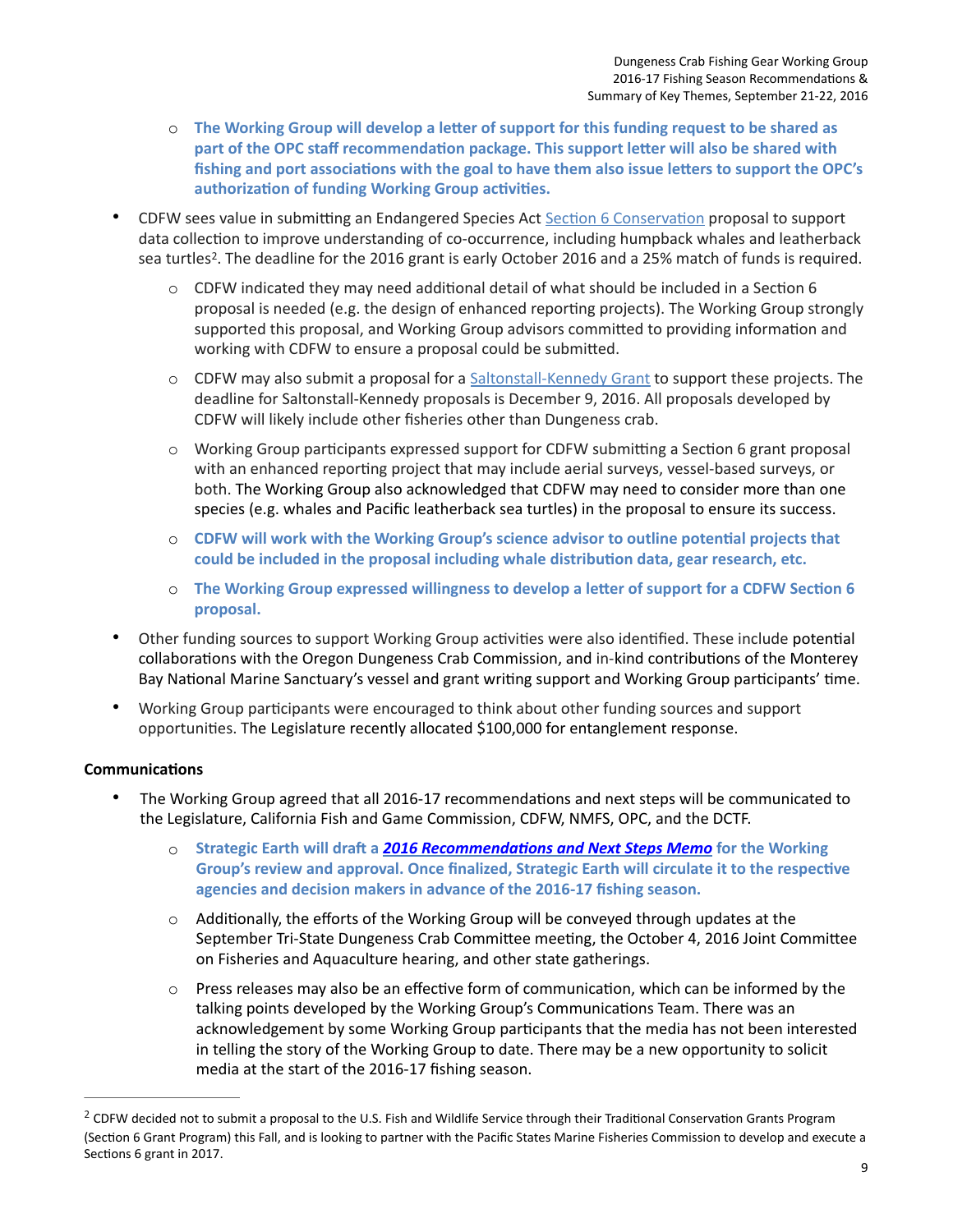- **The Working Group will develop a letter of support for this funding request to be shared as part of the OPC staff recommendation package. This support letter will also be shared with fishing and port associations with the goal to have them also issue letters to support the OPC's authorization of funding Working Group activities.**

- CDFW sees value in submitting an Endangered Species Act Section 6 Conservation proposal to support data collection to improve understanding of co-occurrence, including humpback whales and leatherback sea turtles[2]. The deadline for the 2016 grant is early October 2016 and a 25% match of funds is required.
  - CDFW indicated they may need additional detail of what should be included in a Section 6 proposal is needed (e.g. the design of enhanced reporting projects). The Working Group strongly supported this proposal, and Working Group advisors committed to providing information and working with CDFW to ensure a proposal could be submitted.
  - CDFW may also submit a proposal for a Saltonstall-Kennedy Grant to support these projects. The deadline for Saltonstall-Kennedy proposals is December 9, 2016. All proposals developed by CDFW will likely include other fisheries other than Dungeness crab.
  - Working Group participants expressed support for CDFW submitting a Section 6 grant proposal with an enhanced reporting project that may include aerial surveys, vessel-based surveys, or both. The Working Group also acknowledged that CDFW may need to consider more than one species (e.g. whales and Pacific leatherback sea turtles) in the proposal to ensure its success.
  - **CDFW will work with the Working Group's science advisor to outline potential projects that could be included in the proposal including whale distribution data, gear research, etc.**
  - **The Working Group expressed willingness to develop a letter of support for a CDFW Section 6 proposal.**
- Other funding sources to support Working Group activities were also identified. These include potential collaborations with the Oregon Dungeness Crab Commission, and in-kind contributions of the Monterey Bay National Marine Sanctuary's vessel and grant writing support and Working Group participants' time.
- Working Group participants were encouraged to think about other funding sources and support opportunities. The Legislature recently allocated $100,000 for entanglement response.

**Communications**

- The Working Group agreed that all 2016-17 recommendations and next steps will be communicated to the Legislature, California Fish and Game Commission, CDFW, NMFS, OPC, and the DCTF.
  - **Strategic Earth will draft a *2016 Recommendations and Next Steps Memo* for the Working Group's review and approval. Once finalized, Strategic Earth will circulate it to the respective agencies and decision makers in advance of the 2016-17 fishing season.**
  - Additionally, the efforts of the Working Group will be conveyed through updates at the September Tri-State Dungeness Crab Committee meeting, the October 4, 2016 Joint Committee on Fisheries and Aquaculture hearing, and other state gatherings.
  - Press releases may also be an effective form of communication, which can be informed by the talking points developed by the Working Group's Communications Team. There was an acknowledgement by some Working Group participants that the media has not been interested in telling the story of the Working Group to date. There may be a new opportunity to solicit media at the start of the 2016-17 fishing season.

---

[2] CDFW decided not to submit a proposal to the U.S. Fish and Wildlife Service through their Traditional Conservation Grants Program (Section 6 Grant Program) this Fall, and is looking to partner with the Pacific States Marine Fisheries Commission to develop and execute a Sections 6 grant in 2017.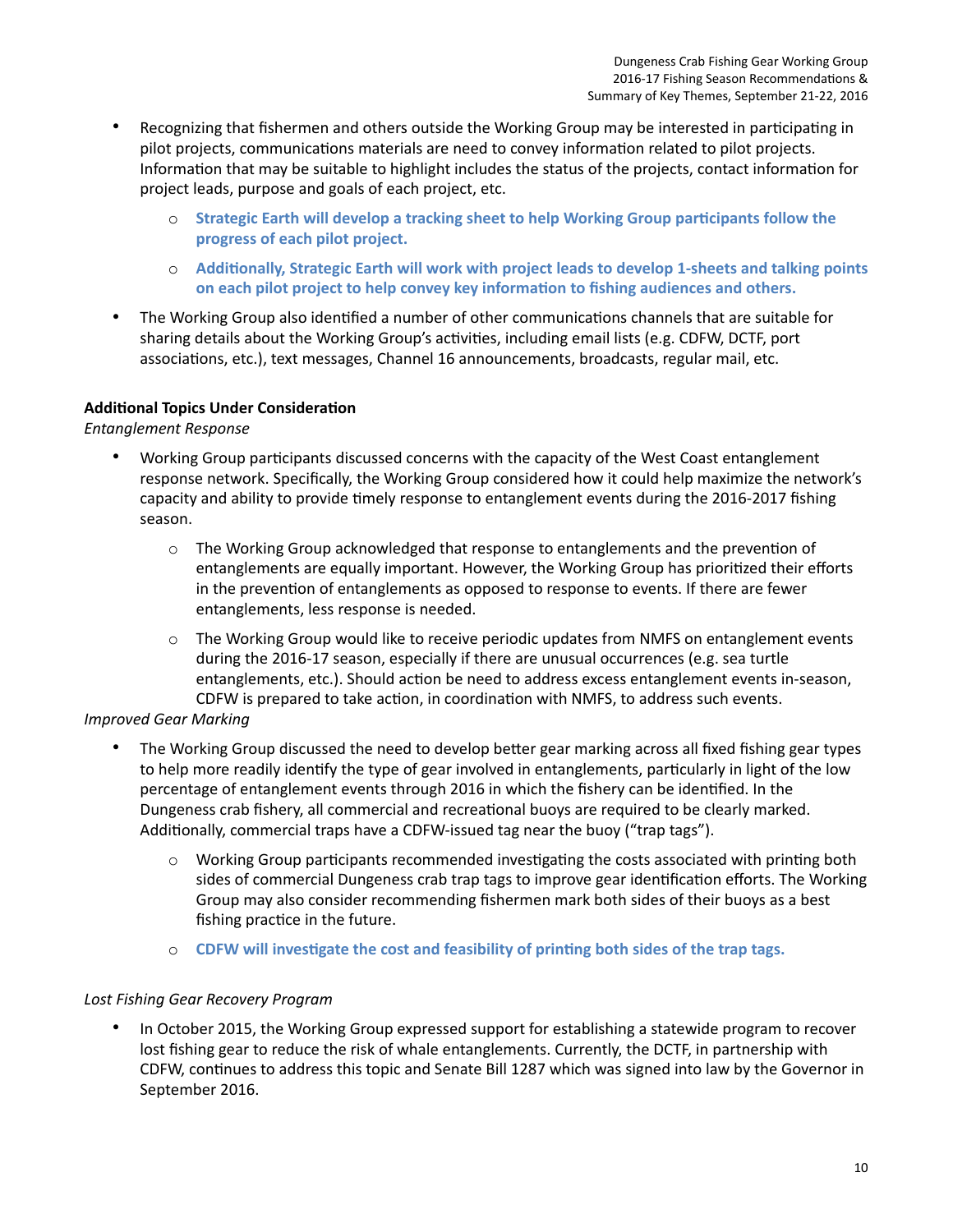- Recognizing that fishermen and others outside the Working Group may be interested in participating in pilot projects, communications materials are need to convey information related to pilot projects. Information that may be suitable to highlight includes the status of the projects, contact information for project leads, purpose and goals of each project, etc.
  - **Strategic Earth will develop a tracking sheet to help Working Group participants follow the progress of each pilot project.**
  - **Additionally, Strategic Earth will work with project leads to develop 1-sheets and talking points on each pilot project to help convey key information to fishing audiences and others.**
- The Working Group also identified a number of other communications channels that are suitable for sharing details about the Working Group's activities, including email lists (e.g. CDFW, DCTF, port associations, etc.), text messages, Channel 16 announcements, broadcasts, regular mail, etc.

**Additional Topics Under Consideration**

*Entanglement Response*

- Working Group participants discussed concerns with the capacity of the West Coast entanglement response network. Specifically, the Working Group considered how it could help maximize the network's capacity and ability to provide timely response to entanglement events during the 2016-2017 fishing season.
  - The Working Group acknowledged that response to entanglements and the prevention of entanglements are equally important. However, the Working Group has prioritized their efforts in the prevention of entanglements as opposed to response to events. If there are fewer entanglements, less response is needed.
  - The Working Group would like to receive periodic updates from NMFS on entanglement events during the 2016-17 season, especially if there are unusual occurrences (e.g. sea turtle entanglements, etc.). Should action be need to address excess entanglement events in-season, CDFW is prepared to take action, in coordination with NMFS, to address such events.

*Improved Gear Marking*

- The Working Group discussed the need to develop better gear marking across all fixed fishing gear types to help more readily identify the type of gear involved in entanglements, particularly in light of the low percentage of entanglement events through 2016 in which the fishery can be identified. In the Dungeness crab fishery, all commercial and recreational buoys are required to be clearly marked. Additionally, commercial traps have a CDFW-issued tag near the buoy ("trap tags").
  - Working Group participants recommended investigating the costs associated with printing both sides of commercial Dungeness crab trap tags to improve gear identification efforts. The Working Group may also consider recommending fishermen mark both sides of their buoys as a best fishing practice in the future.
  - **CDFW will investigate the cost and feasibility of printing both sides of the trap tags.**

*Lost Fishing Gear Recovery Program*

- In October 2015, the Working Group expressed support for establishing a statewide program to recover lost fishing gear to reduce the risk of whale entanglements. Currently, the DCTF, in partnership with CDFW, continues to address this topic and Senate Bill 1287 which was signed into law by the Governor in September 2016.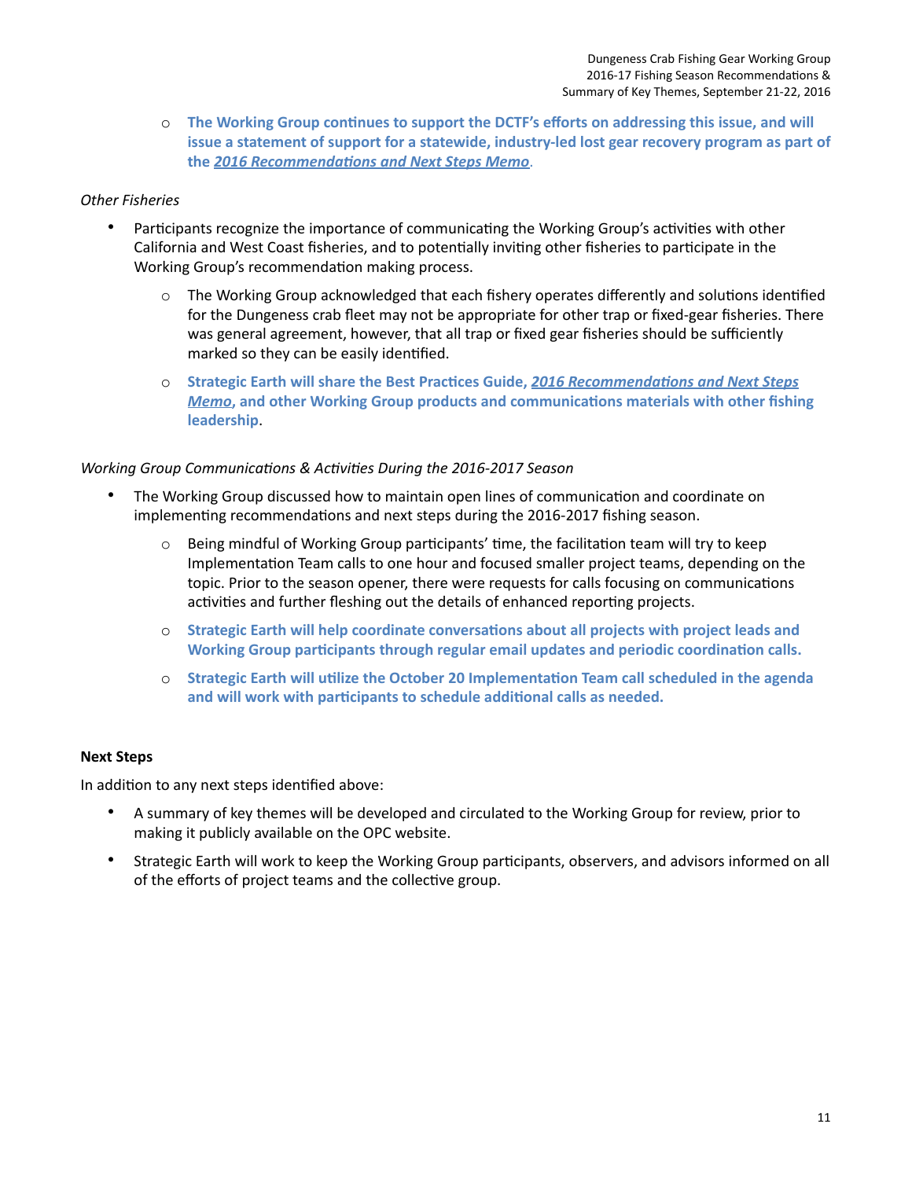- **The Working Group continues to support the DCTF's efforts on addressing this issue, and will issue a statement of support for a statewide, industry-led lost gear recovery program as part of the *2016 Recommendations and Next Steps Memo*.**

*Other Fisheries*

- Participants recognize the importance of communicating the Working Group's activities with other California and West Coast fisheries, and to potentially inviting other fisheries to participate in the Working Group's recommendation making process.
  - The Working Group acknowledged that each fishery operates differently and solutions identified for the Dungeness crab fleet may not be appropriate for other trap or fixed-gear fisheries. There was general agreement, however, that all trap or fixed gear fisheries should be sufficiently marked so they can be easily identified.
  - **Strategic Earth will share the Best Practices Guide, *2016 Recommendations and Next Steps Memo*, and other Working Group products and communications materials with other fishing leadership**.

*Working Group Communications & Activities During the 2016-2017 Season*

- The Working Group discussed how to maintain open lines of communication and coordinate on implementing recommendations and next steps during the 2016-2017 fishing season.
  - Being mindful of Working Group participants' time, the facilitation team will try to keep Implementation Team calls to one hour and focused smaller project teams, depending on the topic. Prior to the season opener, there were requests for calls focusing on communications activities and further fleshing out the details of enhanced reporting projects.
  - **Strategic Earth will help coordinate conversations about all projects with project leads and Working Group participants through regular email updates and periodic coordination calls.**
  - **Strategic Earth will utilize the October 20 Implementation Team call scheduled in the agenda and will work with participants to schedule additional calls as needed.**

**Next Steps**

In addition to any next steps identified above:

- A summary of key themes will be developed and circulated to the Working Group for review, prior to making it publicly available on the OPC website.
- Strategic Earth will work to keep the Working Group participants, observers, and advisors informed on all of the efforts of project teams and the collective group.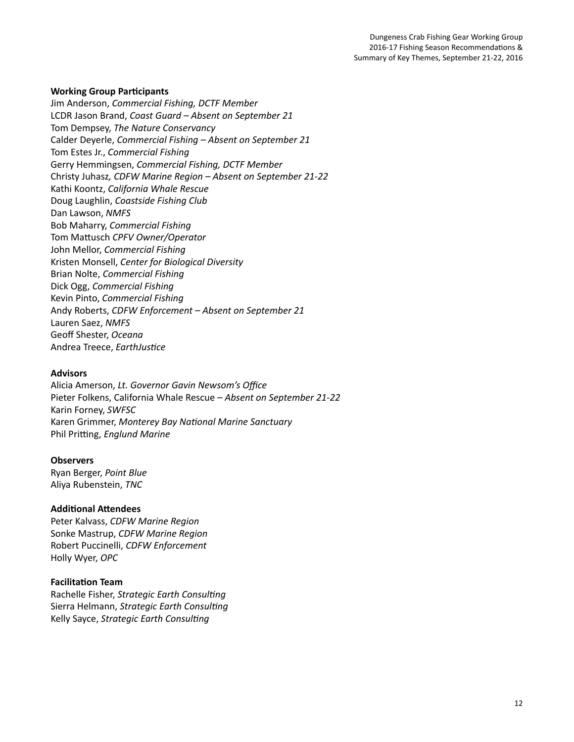**Working Group Participants**

Jim Anderson, *Commercial Fishing, DCTF Member*
LCDR Jason Brand, *Coast Guard – Absent on September 21*
Tom Dempsey, *The Nature Conservancy*
Calder Deyerle, *Commercial Fishing – Absent on September 21*
Tom Estes Jr., *Commercial Fishing*
Gerry Hemmingsen, *Commercial Fishing, DCTF Member*
Christy Juhasz, *CDFW Marine Region – Absent on September 21-22*
Kathi Koontz, *California Whale Rescue*
Doug Laughlin, *Coastside Fishing Club*
Dan Lawson, *NMFS*
Bob Maharry, *Commercial Fishing*
Tom Mattusch *CPFV Owner/Operator*
John Mellor, *Commercial Fishing*
Kristen Monsell, *Center for Biological Diversity*
Brian Nolte, *Commercial Fishing*
Dick Ogg, *Commercial Fishing*
Kevin Pinto, *Commercial Fishing*
Andy Roberts, *CDFW Enforcement – Absent on September 21*
Lauren Saez, *NMFS*
Geoff Shester, *Oceana*
Andrea Treece, *EarthJustice*

**Advisors**

Alicia Amerson, *Lt. Governor Gavin Newsom's Office*
Pieter Folkens, California Whale Rescue – *Absent on September 21-22*
Karin Forney, *SWFSC*
Karen Grimmer, *Monterey Bay National Marine Sanctuary*
Phil Pritting, *Englund Marine*

**Observers**

Ryan Berger, *Point Blue*
Aliya Rubenstein, *TNC*

**Additional Attendees**

Peter Kalvass, *CDFW Marine Region*
Sonke Mastrup, *CDFW Marine Region*
Robert Puccinelli, *CDFW Enforcement*
Holly Wyer, *OPC*

**Facilitation Team**

Rachelle Fisher, *Strategic Earth Consulting*
Sierra Helmann, *Strategic Earth Consulting*
Kelly Sayce, *Strategic Earth Consulting*